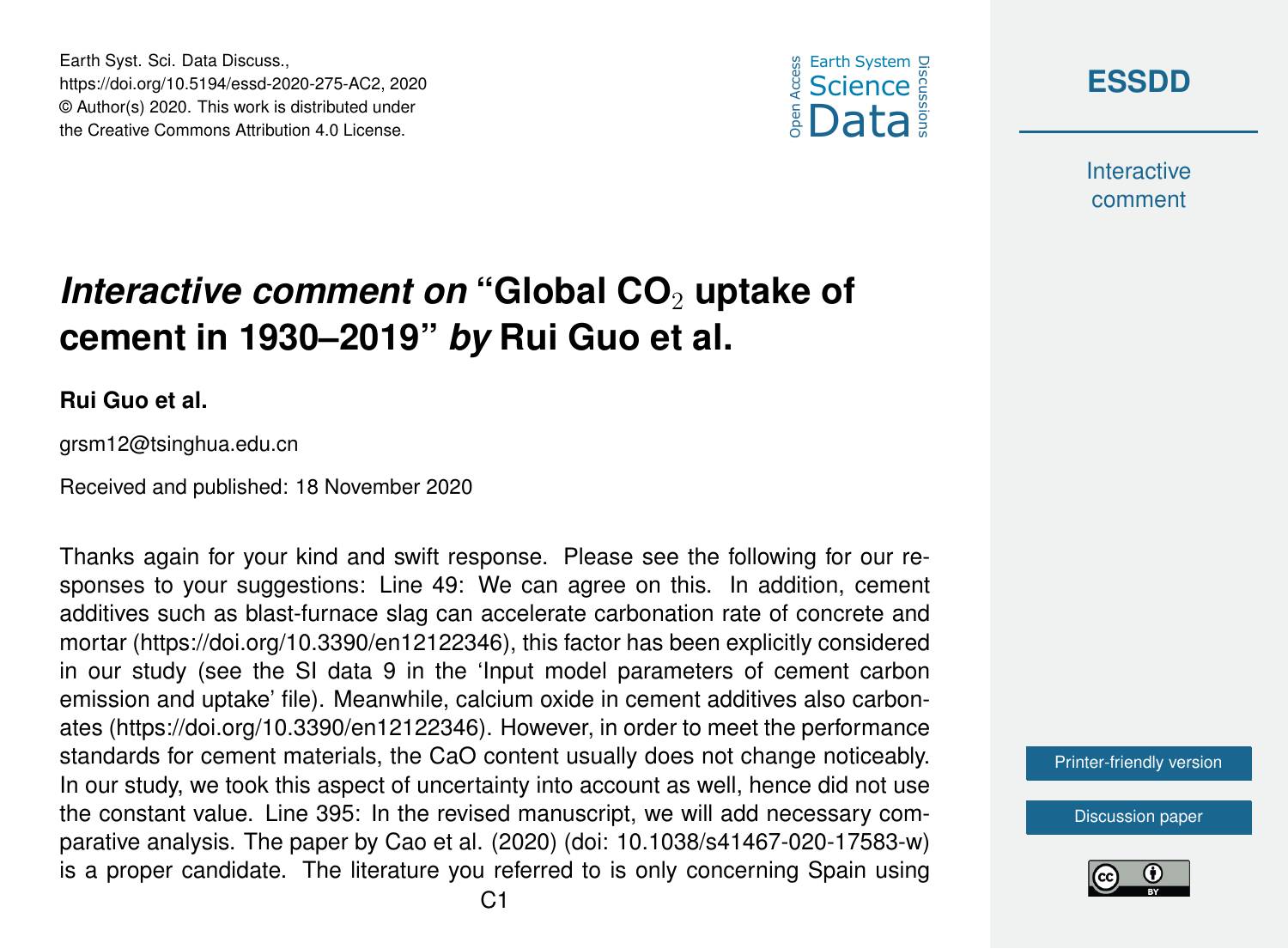# *Interactive comment on* "Global $CO_2$ uptake of cement in 1930–2019" *by* Rui Guo et al.

**Rui Guo et al.**

grsm12@tsinghua.edu.cn

Received and published: 18 November 2020

Thanks again for your kind and swift response. Please see the following for our responses to your suggestions: Line 49: We can agree on this. In addition, cement additives such as blast-furnace slag can accelerate carbonation rate of concrete and mortar (https://doi.org/10.3390/en12122346), this factor has been explicitly considered in our study (see the SI data 9 in the 'Input model parameters of cement carbon emission and uptake' file). Meanwhile, calcium oxide in cement additives also carbonates (https://doi.org/10.3390/en12122346). However, in order to meet the performance standards for cement materials, the CaO content usually does not change noticeably. In our study, we took this aspect of uncertainty into account as well, hence did not use the constant value. Line 395: In the revised manuscript, we will add necessary comparative analysis. The paper by Cao et al. (2020) (doi: 10.1038/s41467-020-17583-w) is a proper candidate. The literature you referred to is only concerning Spain using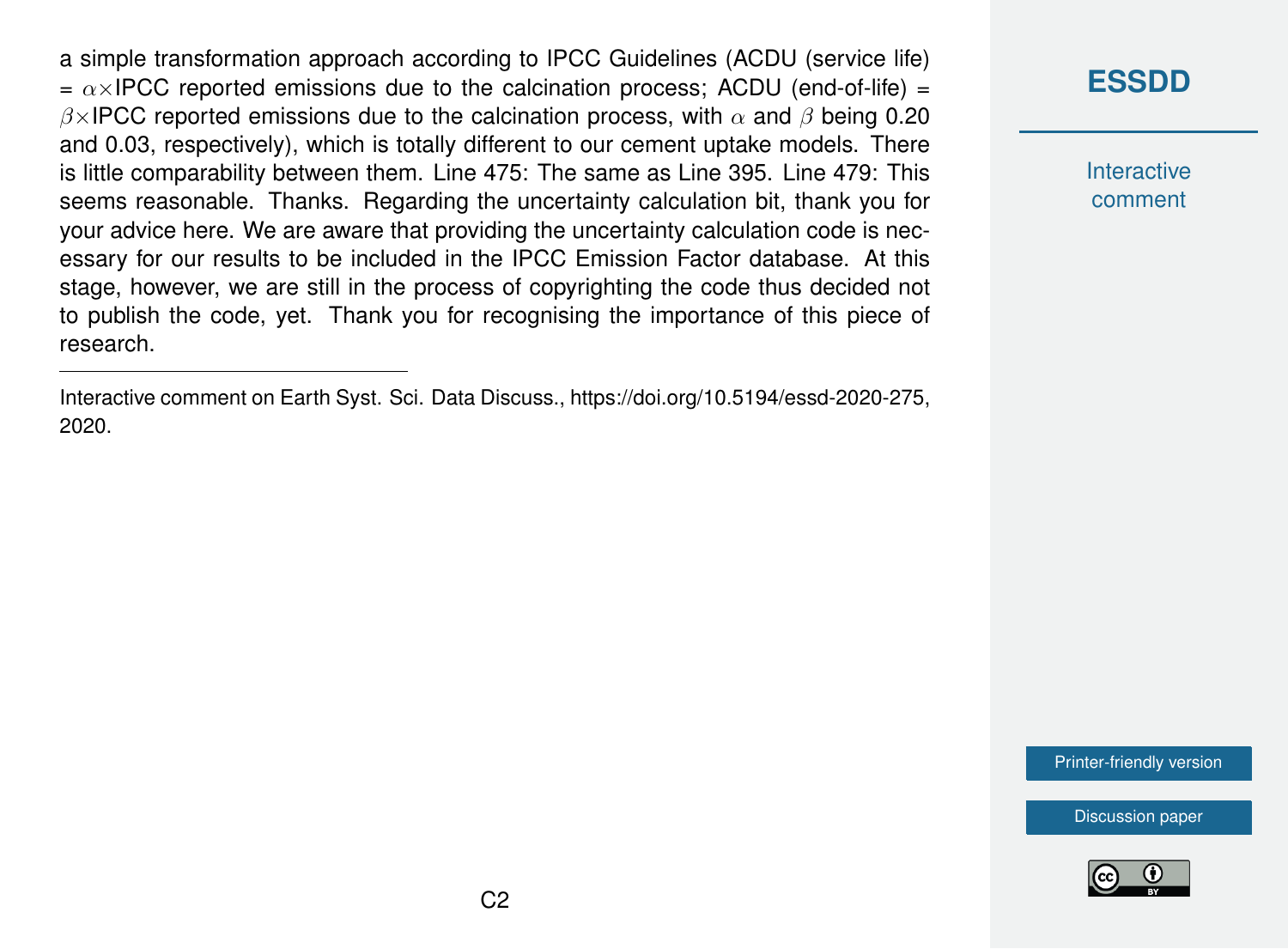a simple transformation approach according to IPCC Guidelines (ACDU (service life) = $\alpha\times$IPCC reported emissions due to the calcination process; ACDU (end-of-life) = $\beta\times$IPCC reported emissions due to the calcination process, with $\alpha$ and $\beta$ being 0.20 and 0.03, respectively), which is totally different to our cement uptake models. There is little comparability between them. Line 475: The same as Line 395. Line 479: This seems reasonable. Thanks. Regarding the uncertainty calculation bit, thank you for your advice here. We are aware that providing the uncertainty calculation code is necessary for our results to be included in the IPCC Emission Factor database. At this stage, however, we are still in the process of copyrighting the code thus decided not to publish the code, yet. Thank you for recognising the importance of this piece of research.

---

Interactive comment on Earth Syst. Sci. Data Discuss., https://doi.org/10.5194/essd-2020-275, 2020.